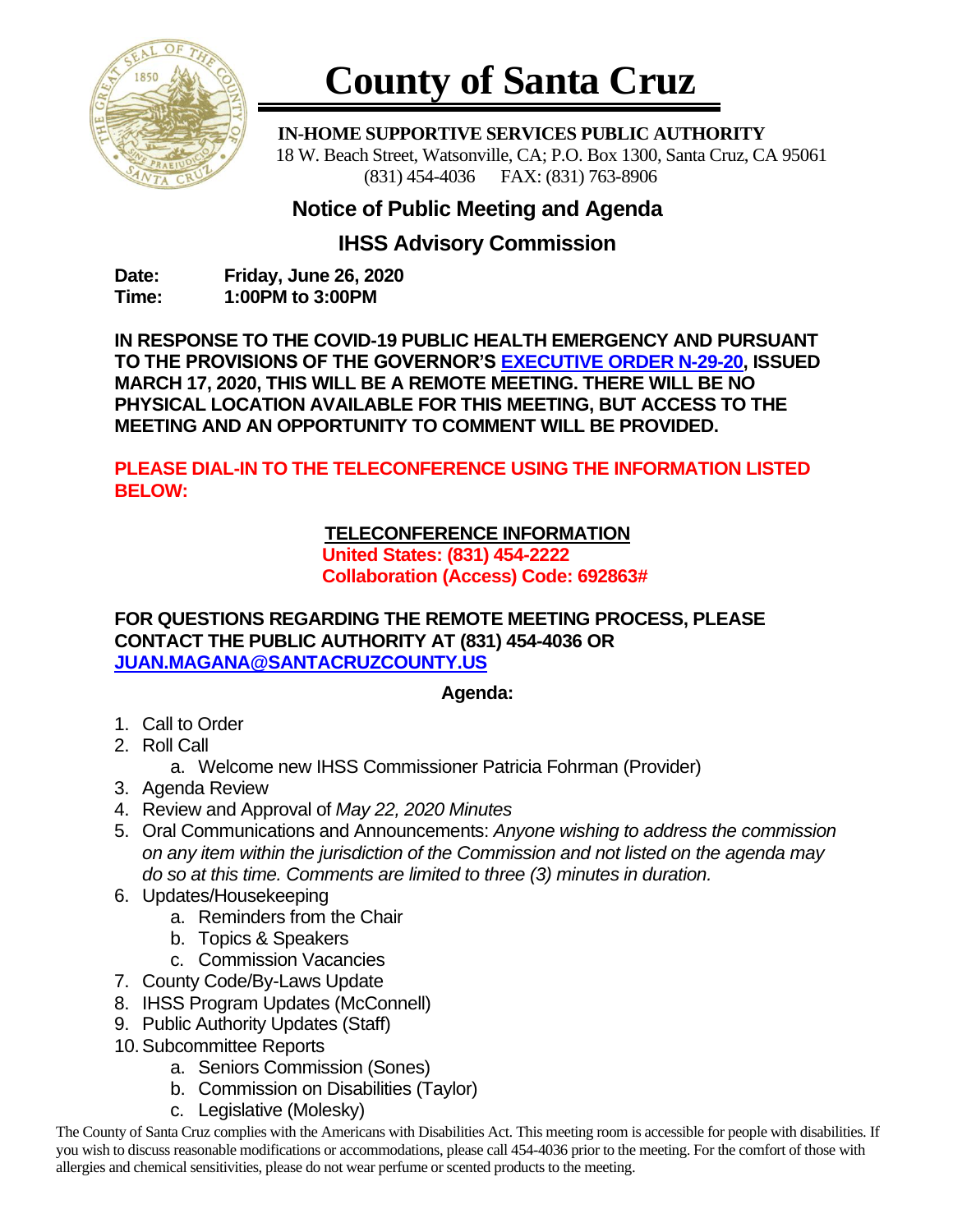# County of Santa Cruz

**IN-HOME SUPPORTIVE SERVICES PUBLIC AUTHORITY**
18 W. Beach Street, Watsonville, CA; P.O. Box 1300, Santa Cruz, CA 95061
(831) 454-4036 FAX: (831) 763-8906

## Notice of Public Meeting and Agenda

## IHSS Advisory Commission

**Date:** **Friday, June 26, 2020**
**Time:** **1:00PM to 3:00PM**

**IN RESPONSE TO THE COVID-19 PUBLIC HEALTH EMERGENCY AND PURSUANT TO THE PROVISIONS OF THE GOVERNOR'S EXECUTIVE ORDER N-29-20, ISSUED MARCH 17, 2020, THIS WILL BE A REMOTE MEETING. THERE WILL BE NO PHYSICAL LOCATION AVAILABLE FOR THIS MEETING, BUT ACCESS TO THE MEETING AND AN OPPORTUNITY TO COMMENT WILL BE PROVIDED.**

**PLEASE DIAL-IN TO THE TELECONFERENCE USING THE INFORMATION LISTED BELOW:**

**TELECONFERENCE INFORMATION**
**United States: (831) 454-2222**
**Collaboration (Access) Code: 692863#**

**FOR QUESTIONS REGARDING THE REMOTE MEETING PROCESS, PLEASE CONTACT THE PUBLIC AUTHORITY AT (831) 454-4036 OR JUAN.MAGANA@SANTACRUZCOUNTY.US**

**Agenda:**

1. Call to Order
2. Roll Call
   a. Welcome new IHSS Commissioner Patricia Fohrman (Provider)
3. Agenda Review
4. Review and Approval of *May 22, 2020 Minutes*
5. Oral Communications and Announcements: *Anyone wishing to address the commission on any item within the jurisdiction of the Commission and not listed on the agenda may do so at this time. Comments are limited to three (3) minutes in duration.*
6. Updates/Housekeeping
   a. Reminders from the Chair
   b. Topics & Speakers
   c. Commission Vacancies
7. County Code/By-Laws Update
8. IHSS Program Updates (McConnell)
9. Public Authority Updates (Staff)
10. Subcommittee Reports
    a. Seniors Commission (Sones)
    b. Commission on Disabilities (Taylor)
    c. Legislative (Molesky)

The County of Santa Cruz complies with the Americans with Disabilities Act. This meeting room is accessible for people with disabilities. If you wish to discuss reasonable modifications or accommodations, please call 454-4036 prior to the meeting. For the comfort of those with allergies and chemical sensitivities, please do not wear perfume or scented products to the meeting.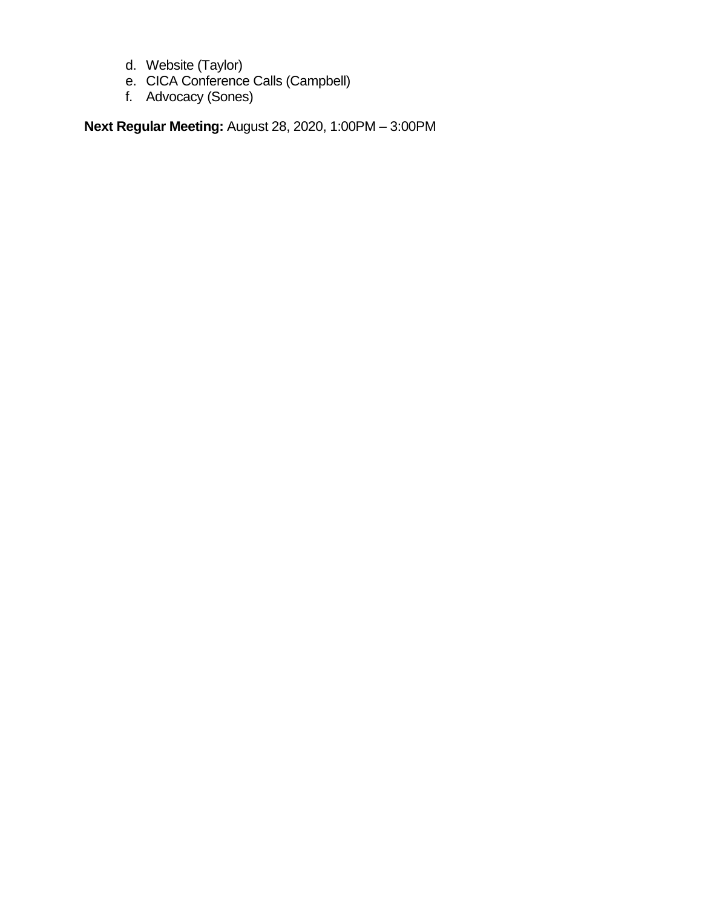d. Website (Taylor)
e. CICA Conference Calls (Campbell)
f. Advocacy (Sones)

**Next Regular Meeting:** August 28, 2020, 1:00PM – 3:00PM